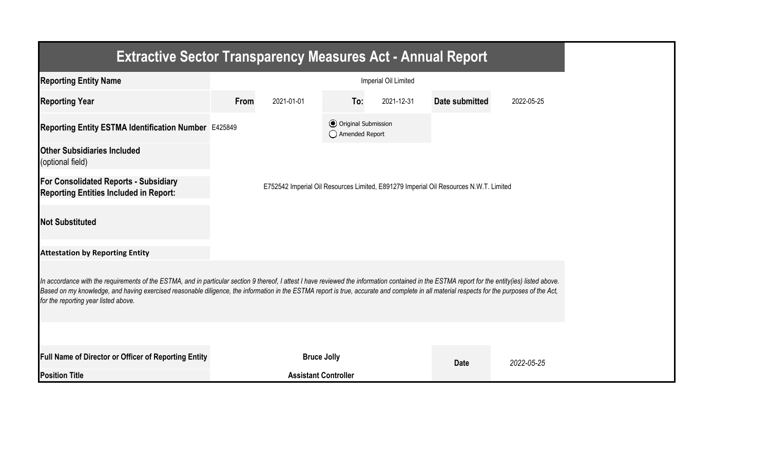# Extractive Sector Transparency Measures Act - Annual Report

| | | | | | | |
|---|---|---|---|---|---|---|
| **Reporting Entity Name** | Imperial Oil Limited | | | | | |
| **Reporting Year** | **From** | 2021-01-01 | **To:** | 2021-12-31 | **Date submitted** | 2022-05-25 |
| **Reporting Entity ESTMA Identification Number** | E425849 | | (●) Original Submission<br>( ) Amended Report | | | |
| **Other Subsidiaries Included**<br>(optional field) | | | | | | |
| **For Consolidated Reports - Subsidiary Reporting Entities Included in Report:** | E752542 Imperial Oil Resources Limited, E891279 Imperial Oil Resources N.W.T. Limited | | | | | |
| **Not Substituted** | | | | | | |

**Attestation by Reporting Entity**

*In accordance with the requirements of the ESTMA, and in particular section 9 thereof, I attest I have reviewed the information contained in the ESTMA report for the entity(ies) listed above. Based on my knowledge, and having exercised reasonable diligence, the information in the ESTMA report is true, accurate and complete in all material respects for the purposes of the Act, for the reporting year listed above.*

| | | | |
|---|---|---|---|
| **Full Name of Director or Officer of Reporting Entity** | **Bruce Jolly** | **Date** | *2022-05-25* |
| **Position Title** | **Assistant Controller** | | |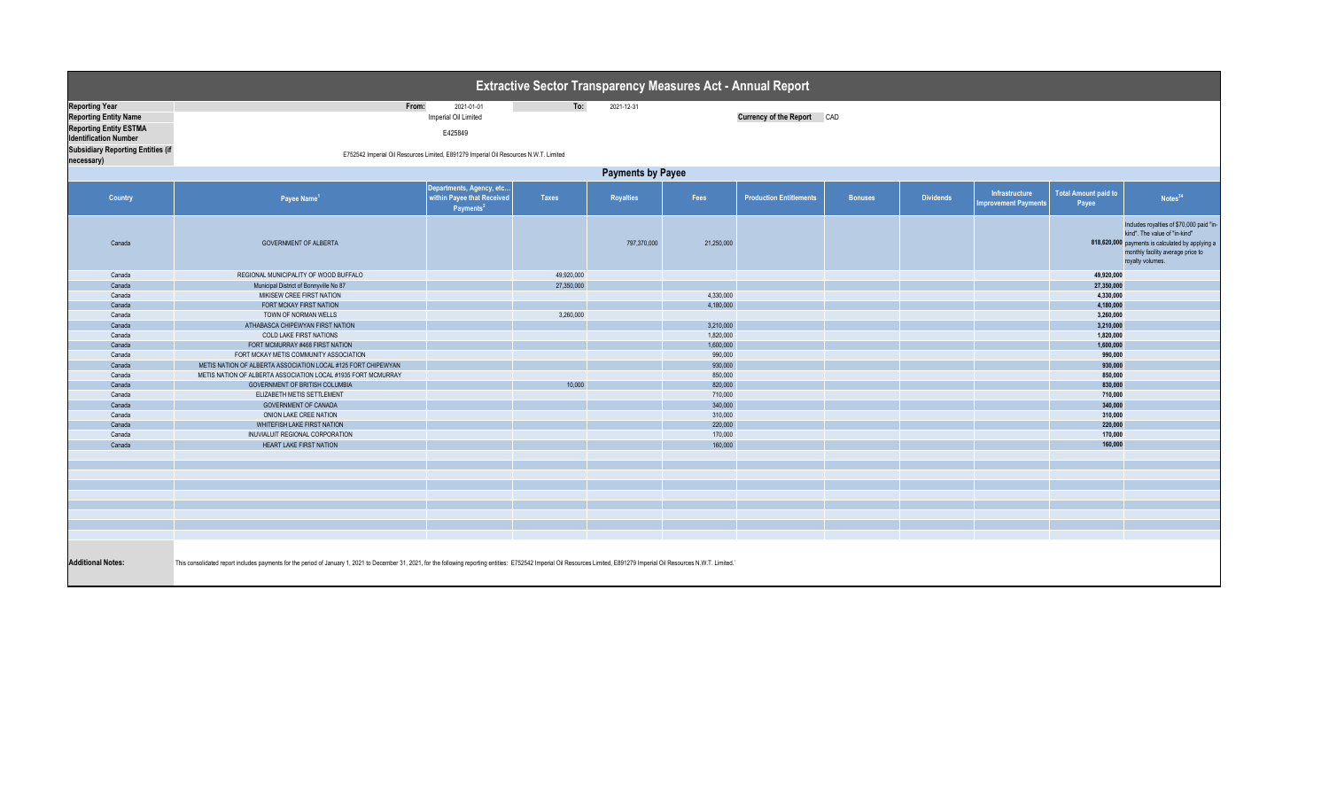# Extractive Sector Transparency Measures Act - Annual Report

| | | | | |
|---|---|---|---|---|
| **Reporting Year** | From: 2021-01-01 | To: 2021-12-31 | | |
| **Reporting Entity Name** | Imperial Oil Limited | | **Currency of the Report** | CAD |
| **Reporting Entity ESTMA Identification Number** | E425849 | | | |
| **Subsidiary Reporting Entities (if necessary)** | E752542 Imperial Oil Resources Limited, E891279 Imperial Oil Resources N.W.T. Limited | | | |

## Payments by Payee

| Country | Payee Name[1] | Departments, Agency, etc... within Payee that Received Payments[2] | Taxes | Royalties | Fees | Production Entitlements | Bonuses | Dividends | Infrastructure Improvement Payments | Total Amount paid to Payee | Notes[34] |
|---|---|---|---|---|---|---|---|---|---|---|---|
| Canada | GOVERNMENT OF ALBERTA | | | 797,370,000 | 21,250,000 | | | | | **818,620,000** | Includes royalties of $70,000 paid "in-kind". The value of "in-kind" payments is calculated by applying a monthly facility average price to royalty volumes. |
| Canada | REGIONAL MUNICIPALITY OF WOOD BUFFALO | | 49,920,000 | | | | | | | **49,920,000** | |
| Canada | Municipal District of Bonnyville No 87 | | 27,350,000 | | | | | | | **27,350,000** | |
| Canada | MIKISEW CREE FIRST NATION | | | | 4,330,000 | | | | | **4,330,000** | |
| Canada | FORT MCKAY FIRST NATION | | | | 4,180,000 | | | | | **4,180,000** | |
| Canada | TOWN OF NORMAN WELLS | | 3,260,000 | | | | | | | **3,260,000** | |
| Canada | ATHABASCA CHIPEWYAN FIRST NATION | | | | 3,210,000 | | | | | **3,210,000** | |
| Canada | COLD LAKE FIRST NATIONS | | | | 1,820,000 | | | | | **1,820,000** | |
| Canada | FORT MCMURRAY #468 FIRST NATION | | | | 1,600,000 | | | | | **1,600,000** | |
| Canada | FORT MCKAY METIS COMMUNITY ASSOCIATION | | | | 990,000 | | | | | **990,000** | |
| Canada | METIS NATION OF ALBERTA ASSOCIATION LOCAL #125 FORT CHIPEWYAN | | | | 930,000 | | | | | **930,000** | |
| Canada | METIS NATION OF ALBERTA ASSOCIATION LOCAL #1935 FORT MCMURRAY | | | | 850,000 | | | | | **850,000** | |
| Canada | GOVERNMENT OF BRITISH COLUMBIA | | 10,000 | | 820,000 | | | | | **830,000** | |
| Canada | ELIZABETH METIS SETTLEMENT | | | | 710,000 | | | | | **710,000** | |
| Canada | GOVERNMENT OF CANADA | | | | 340,000 | | | | | **340,000** | |
| Canada | ONION LAKE CREE NATION | | | | 310,000 | | | | | **310,000** | |
| Canada | WHITEFISH LAKE FIRST NATION | | | | 220,000 | | | | | **220,000** | |
| Canada | INUVIALUIT REGIONAL CORPORATION | | | | 170,000 | | | | | **170,000** | |
| Canada | HEART LAKE FIRST NATION | | | | 160,000 | | | | | **160,000** | |

**Additional Notes:** This consolidated report includes payments for the period of January 1, 2021 to December 31, 2021, for the following reporting entities: E752542 Imperial Oil Resources Limited, E891279 Imperial Oil Resources N.W.T. Limited.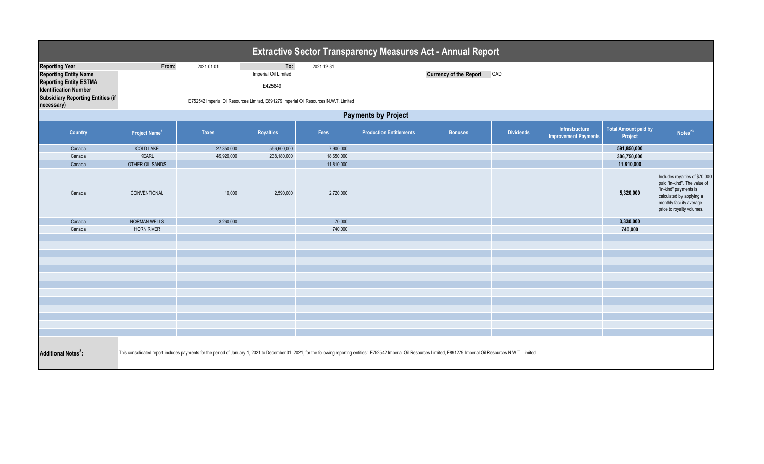# Extractive Sector Transparency Measures Act - Annual Report

| | | | | | |
|---|---|---|---|---|---|
| **Reporting Year** | **From:** | 2021-01-01 | **To:** | 2021-12-31 | |
| **Reporting Entity Name** | | | Imperial Oil Limited | **Currency of the Report** | CAD |
| **Reporting Entity ESTMA Identification Number** | | | E425849 | | |
| **Subsidiary Reporting Entities (if necessary)** | E752542 Imperial Oil Resources Limited, E891279 Imperial Oil Resources N.W.T. Limited | | | | |

## Payments by Project

| Country | Project Name[1] | Taxes | Royalties | Fees | Production Entitlements | Bonuses | Dividends | Infrastructure Improvement Payments | Total Amount paid by Project | Notes[23] |
|---|---|---|---|---|---|---|---|---|---|---|
| Canada | COLD LAKE | 27,350,000 | 556,600,000 | 7,900,000 | | | | | **591,850,000** | |
| Canada | KEARL | 49,920,000 | 238,180,000 | 18,650,000 | | | | | **306,750,000** | |
| Canada | OTHER OIL SANDS | | | 11,810,000 | | | | | **11,810,000** | |
| Canada | CONVENTIONAL | 10,000 | 2,590,000 | 2,720,000 | | | | | **5,320,000** | Includes royalties of $70,000 paid "in-kind". The value of "in-kind" payments is calculated by applying a monthly facility average price to royalty volumes. |
| Canada | NORMAN WELLS | 3,260,000 | | 70,000 | | | | | **3,330,000** | |
| Canada | HORN RIVER | | | 740,000 | | | | | **740,000** | |

**Additional Notes[3]:** This consolidated report includes payments for the period of January 1, 2021 to December 31, 2021, for the following reporting entities: E752542 Imperial Oil Resources Limited, E891279 Imperial Oil Resources N.W.T. Limited.